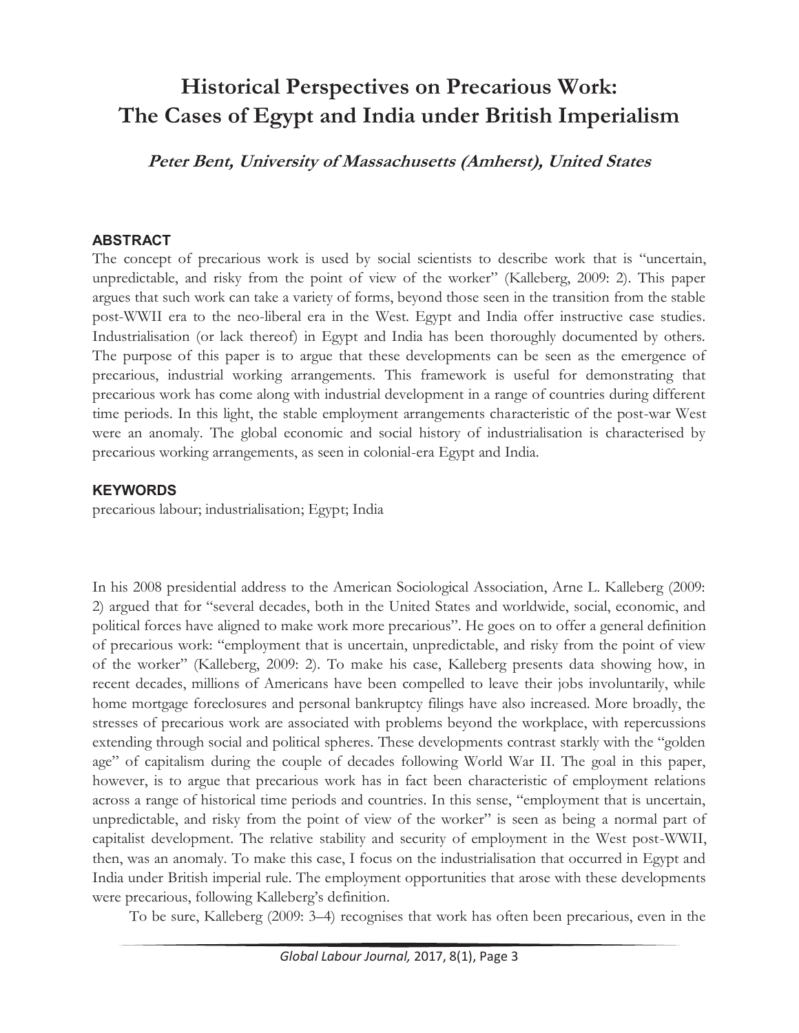# Historical Perspectives on Precarious Work: The Cases of Egypt and India under British Imperialism

***Peter Bent, University of Massachusetts (Amherst), United States***

## ABSTRACT

The concept of precarious work is used by social scientists to describe work that is "uncertain, unpredictable, and risky from the point of view of the worker" (Kalleberg, 2009: 2). This paper argues that such work can take a variety of forms, beyond those seen in the transition from the stable post-WWII era to the neo-liberal era in the West. Egypt and India offer instructive case studies. Industrialisation (or lack thereof) in Egypt and India has been thoroughly documented by others. The purpose of this paper is to argue that these developments can be seen as the emergence of precarious, industrial working arrangements. This framework is useful for demonstrating that precarious work has come along with industrial development in a range of countries during different time periods. In this light, the stable employment arrangements characteristic of the post-war West were an anomaly. The global economic and social history of industrialisation is characterised by precarious working arrangements, as seen in colonial-era Egypt and India.

## KEYWORDS

precarious labour; industrialisation; Egypt; India

In his 2008 presidential address to the American Sociological Association, Arne L. Kalleberg (2009: 2) argued that for "several decades, both in the United States and worldwide, social, economic, and political forces have aligned to make work more precarious". He goes on to offer a general definition of precarious work: "employment that is uncertain, unpredictable, and risky from the point of view of the worker" (Kalleberg, 2009: 2). To make his case, Kalleberg presents data showing how, in recent decades, millions of Americans have been compelled to leave their jobs involuntarily, while home mortgage foreclosures and personal bankruptcy filings have also increased. More broadly, the stresses of precarious work are associated with problems beyond the workplace, with repercussions extending through social and political spheres. These developments contrast starkly with the "golden age" of capitalism during the couple of decades following World War II. The goal in this paper, however, is to argue that precarious work has in fact been characteristic of employment relations across a range of historical time periods and countries. In this sense, "employment that is uncertain, unpredictable, and risky from the point of view of the worker" is seen as being a normal part of capitalist development. The relative stability and security of employment in the West post-WWII, then, was an anomaly. To make this case, I focus on the industrialisation that occurred in Egypt and India under British imperial rule. The employment opportunities that arose with these developments were precarious, following Kalleberg's definition.

To be sure, Kalleberg (2009: 3–4) recognises that work has often been precarious, even in the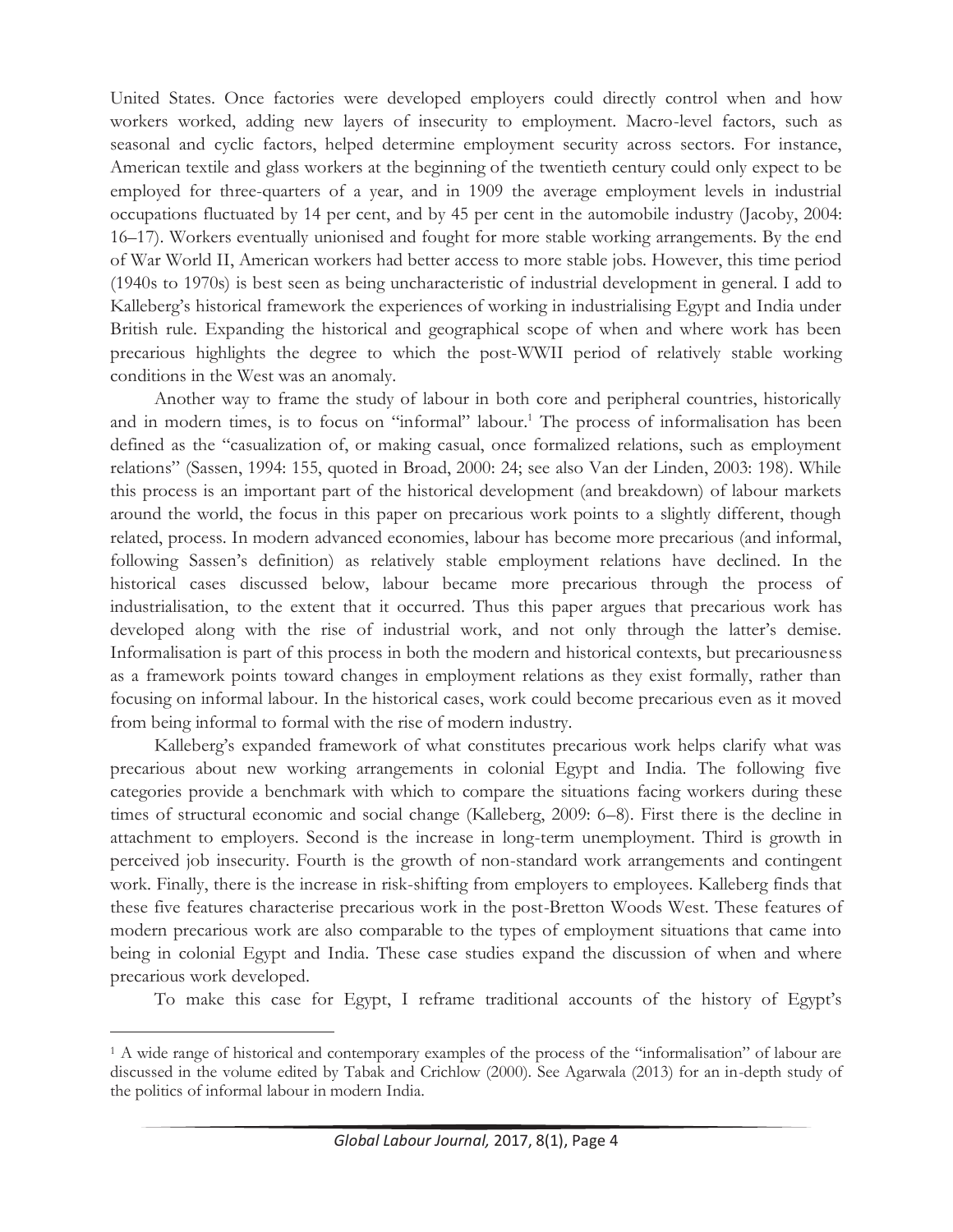United States. Once factories were developed employers could directly control when and how workers worked, adding new layers of insecurity to employment. Macro-level factors, such as seasonal and cyclic factors, helped determine employment security across sectors. For instance, American textile and glass workers at the beginning of the twentieth century could only expect to be employed for three-quarters of a year, and in 1909 the average employment levels in industrial occupations fluctuated by 14 per cent, and by 45 per cent in the automobile industry (Jacoby, 2004: 16–17). Workers eventually unionised and fought for more stable working arrangements. By the end of War World II, American workers had better access to more stable jobs. However, this time period (1940s to 1970s) is best seen as being uncharacteristic of industrial development in general. I add to Kalleberg's historical framework the experiences of working in industrialising Egypt and India under British rule. Expanding the historical and geographical scope of when and where work has been precarious highlights the degree to which the post-WWII period of relatively stable working conditions in the West was an anomaly.

Another way to frame the study of labour in both core and peripheral countries, historically and in modern times, is to focus on "informal" labour.[1] The process of informalisation has been defined as the "casualization of, or making casual, once formalized relations, such as employment relations" (Sassen, 1994: 155, quoted in Broad, 2000: 24; see also Van der Linden, 2003: 198). While this process is an important part of the historical development (and breakdown) of labour markets around the world, the focus in this paper on precarious work points to a slightly different, though related, process. In modern advanced economies, labour has become more precarious (and informal, following Sassen's definition) as relatively stable employment relations have declined. In the historical cases discussed below, labour became more precarious through the process of industrialisation, to the extent that it occurred. Thus this paper argues that precarious work has developed along with the rise of industrial work, and not only through the latter's demise. Informalisation is part of this process in both the modern and historical contexts, but precariousness as a framework points toward changes in employment relations as they exist formally, rather than focusing on informal labour. In the historical cases, work could become precarious even as it moved from being informal to formal with the rise of modern industry.

Kalleberg's expanded framework of what constitutes precarious work helps clarify what was precarious about new working arrangements in colonial Egypt and India. The following five categories provide a benchmark with which to compare the situations facing workers during these times of structural economic and social change (Kalleberg, 2009: 6–8). First there is the decline in attachment to employers. Second is the increase in long-term unemployment. Third is growth in perceived job insecurity. Fourth is the growth of non-standard work arrangements and contingent work. Finally, there is the increase in risk-shifting from employers to employees. Kalleberg finds that these five features characterise precarious work in the post-Bretton Woods West. These features of modern precarious work are also comparable to the types of employment situations that came into being in colonial Egypt and India. These case studies expand the discussion of when and where precarious work developed.

To make this case for Egypt, I reframe traditional accounts of the history of Egypt's

[1] A wide range of historical and contemporary examples of the process of the "informalisation" of labour are discussed in the volume edited by Tabak and Crichlow (2000). See Agarwala (2013) for an in-depth study of the politics of informal labour in modern India.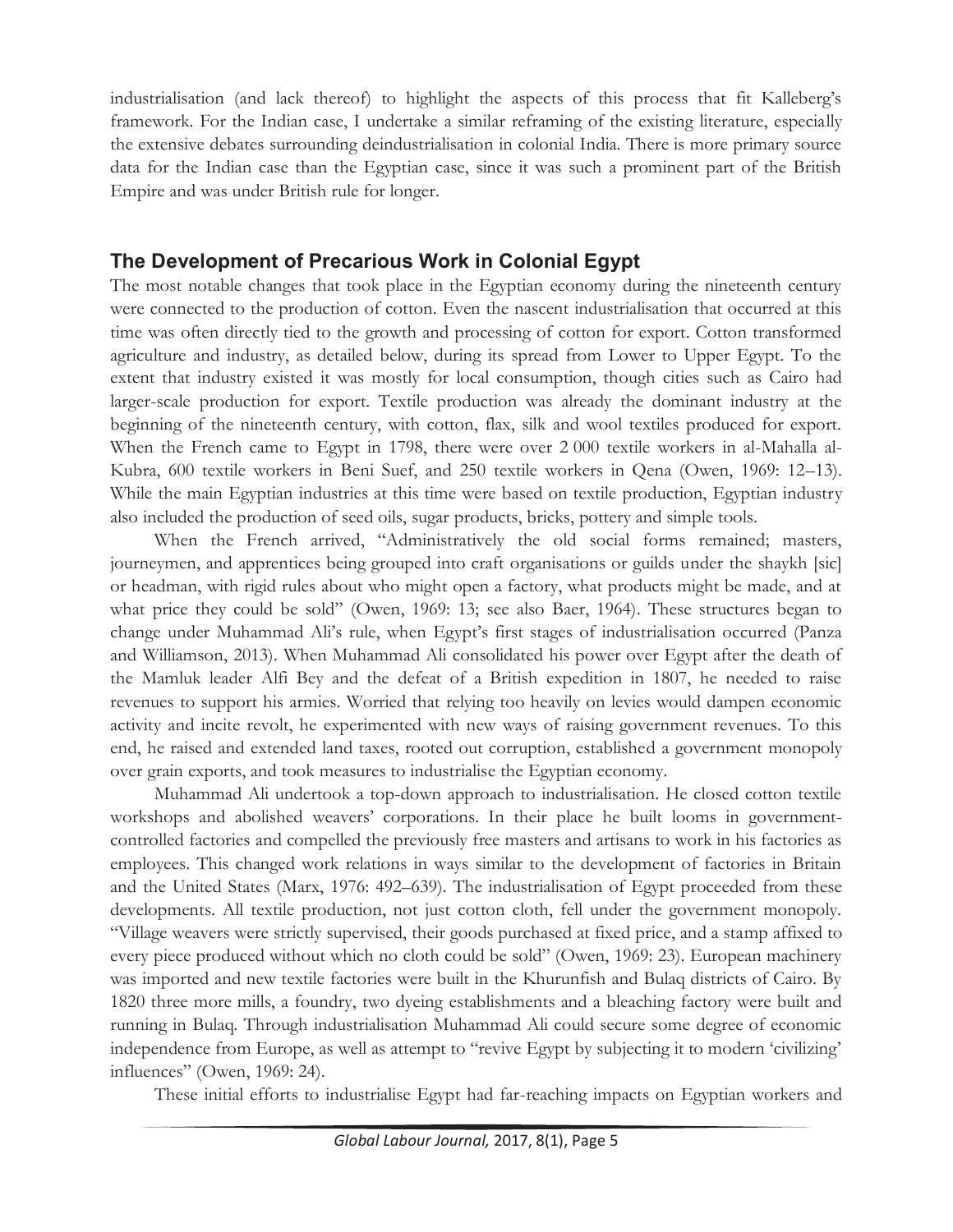industrialisation (and lack thereof) to highlight the aspects of this process that fit Kalleberg's framework. For the Indian case, I undertake a similar reframing of the existing literature, especially the extensive debates surrounding deindustrialisation in colonial India. There is more primary source data for the Indian case than the Egyptian case, since it was such a prominent part of the British Empire and was under British rule for longer.

## The Development of Precarious Work in Colonial Egypt

The most notable changes that took place in the Egyptian economy during the nineteenth century were connected to the production of cotton. Even the nascent industrialisation that occurred at this time was often directly tied to the growth and processing of cotton for export. Cotton transformed agriculture and industry, as detailed below, during its spread from Lower to Upper Egypt. To the extent that industry existed it was mostly for local consumption, though cities such as Cairo had larger-scale production for export. Textile production was already the dominant industry at the beginning of the nineteenth century, with cotton, flax, silk and wool textiles produced for export. When the French came to Egypt in 1798, there were over 2 000 textile workers in al-Mahalla al-Kubra, 600 textile workers in Beni Suef, and 250 textile workers in Qena (Owen, 1969: 12–13). While the main Egyptian industries at this time were based on textile production, Egyptian industry also included the production of seed oils, sugar products, bricks, pottery and simple tools.

When the French arrived, "Administratively the old social forms remained; masters, journeymen, and apprentices being grouped into craft organisations or guilds under the shaykh [sic] or headman, with rigid rules about who might open a factory, what products might be made, and at what price they could be sold" (Owen, 1969: 13; see also Baer, 1964). These structures began to change under Muhammad Ali's rule, when Egypt's first stages of industrialisation occurred (Panza and Williamson, 2013). When Muhammad Ali consolidated his power over Egypt after the death of the Mamluk leader Alfi Bey and the defeat of a British expedition in 1807, he needed to raise revenues to support his armies. Worried that relying too heavily on levies would dampen economic activity and incite revolt, he experimented with new ways of raising government revenues. To this end, he raised and extended land taxes, rooted out corruption, established a government monopoly over grain exports, and took measures to industrialise the Egyptian economy.

Muhammad Ali undertook a top-down approach to industrialisation. He closed cotton textile workshops and abolished weavers' corporations. In their place he built looms in government-controlled factories and compelled the previously free masters and artisans to work in his factories as employees. This changed work relations in ways similar to the development of factories in Britain and the United States (Marx, 1976: 492–639). The industrialisation of Egypt proceeded from these developments. All textile production, not just cotton cloth, fell under the government monopoly. "Village weavers were strictly supervised, their goods purchased at fixed price, and a stamp affixed to every piece produced without which no cloth could be sold" (Owen, 1969: 23). European machinery was imported and new textile factories were built in the Khurunfish and Bulaq districts of Cairo. By 1820 three more mills, a foundry, two dyeing establishments and a bleaching factory were built and running in Bulaq. Through industrialisation Muhammad Ali could secure some degree of economic independence from Europe, as well as attempt to "revive Egypt by subjecting it to modern 'civilizing' influences" (Owen, 1969: 24).

These initial efforts to industrialise Egypt had far-reaching impacts on Egyptian workers and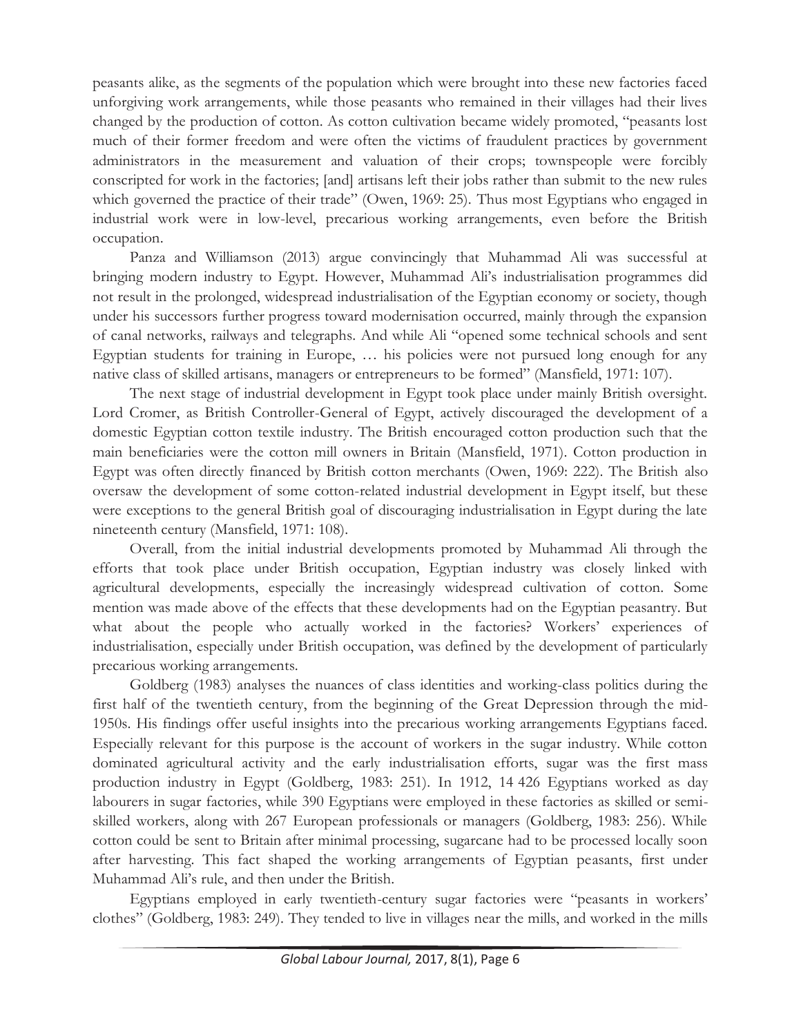peasants alike, as the segments of the population which were brought into these new factories faced unforgiving work arrangements, while those peasants who remained in their villages had their lives changed by the production of cotton. As cotton cultivation became widely promoted, "peasants lost much of their former freedom and were often the victims of fraudulent practices by government administrators in the measurement and valuation of their crops; townspeople were forcibly conscripted for work in the factories; [and] artisans left their jobs rather than submit to the new rules which governed the practice of their trade" (Owen, 1969: 25). Thus most Egyptians who engaged in industrial work were in low-level, precarious working arrangements, even before the British occupation.

Panza and Williamson (2013) argue convincingly that Muhammad Ali was successful at bringing modern industry to Egypt. However, Muhammad Ali's industrialisation programmes did not result in the prolonged, widespread industrialisation of the Egyptian economy or society, though under his successors further progress toward modernisation occurred, mainly through the expansion of canal networks, railways and telegraphs. And while Ali "opened some technical schools and sent Egyptian students for training in Europe, … his policies were not pursued long enough for any native class of skilled artisans, managers or entrepreneurs to be formed" (Mansfield, 1971: 107).

The next stage of industrial development in Egypt took place under mainly British oversight. Lord Cromer, as British Controller-General of Egypt, actively discouraged the development of a domestic Egyptian cotton textile industry. The British encouraged cotton production such that the main beneficiaries were the cotton mill owners in Britain (Mansfield, 1971). Cotton production in Egypt was often directly financed by British cotton merchants (Owen, 1969: 222). The British also oversaw the development of some cotton-related industrial development in Egypt itself, but these were exceptions to the general British goal of discouraging industrialisation in Egypt during the late nineteenth century (Mansfield, 1971: 108).

Overall, from the initial industrial developments promoted by Muhammad Ali through the efforts that took place under British occupation, Egyptian industry was closely linked with agricultural developments, especially the increasingly widespread cultivation of cotton. Some mention was made above of the effects that these developments had on the Egyptian peasantry. But what about the people who actually worked in the factories? Workers' experiences of industrialisation, especially under British occupation, was defined by the development of particularly precarious working arrangements.

Goldberg (1983) analyses the nuances of class identities and working-class politics during the first half of the twentieth century, from the beginning of the Great Depression through the mid-1950s. His findings offer useful insights into the precarious working arrangements Egyptians faced. Especially relevant for this purpose is the account of workers in the sugar industry. While cotton dominated agricultural activity and the early industrialisation efforts, sugar was the first mass production industry in Egypt (Goldberg, 1983: 251). In 1912, 14 426 Egyptians worked as day labourers in sugar factories, while 390 Egyptians were employed in these factories as skilled or semi-skilled workers, along with 267 European professionals or managers (Goldberg, 1983: 256). While cotton could be sent to Britain after minimal processing, sugarcane had to be processed locally soon after harvesting. This fact shaped the working arrangements of Egyptian peasants, first under Muhammad Ali's rule, and then under the British.

Egyptians employed in early twentieth-century sugar factories were "peasants in workers' clothes" (Goldberg, 1983: 249). They tended to live in villages near the mills, and worked in the mills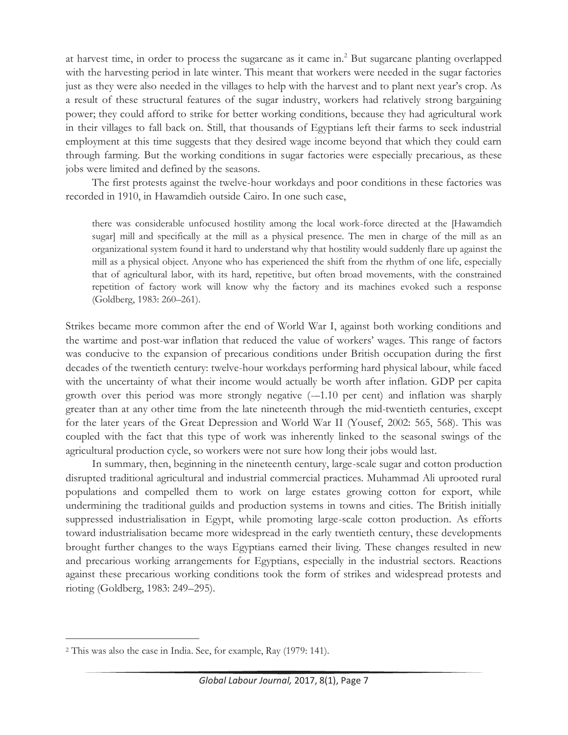at harvest time, in order to process the sugarcane as it came in.[2] But sugarcane planting overlapped with the harvesting period in late winter. This meant that workers were needed in the sugar factories just as they were also needed in the villages to help with the harvest and to plant next year's crop. As a result of these structural features of the sugar industry, workers had relatively strong bargaining power; they could afford to strike for better working conditions, because they had agricultural work in their villages to fall back on. Still, that thousands of Egyptians left their farms to seek industrial employment at this time suggests that they desired wage income beyond that which they could earn through farming. But the working conditions in sugar factories were especially precarious, as these jobs were limited and defined by the seasons.

The first protests against the twelve-hour workdays and poor conditions in these factories was recorded in 1910, in Hawamdieh outside Cairo. In one such case,

> there was considerable unfocused hostility among the local work-force directed at the [Hawamdieh sugar] mill and specifically at the mill as a physical presence. The men in charge of the mill as an organizational system found it hard to understand why that hostility would suddenly flare up against the mill as a physical object. Anyone who has experienced the shift from the rhythm of one life, especially that of agricultural labor, with its hard, repetitive, but often broad movements, with the constrained repetition of factory work will know why the factory and its machines evoked such a response (Goldberg, 1983: 260–261).

Strikes became more common after the end of World War I, against both working conditions and the wartime and post-war inflation that reduced the value of workers' wages. This range of factors was conducive to the expansion of precarious conditions under British occupation during the first decades of the twentieth century: twelve-hour workdays performing hard physical labour, while faced with the uncertainty of what their income would actually be worth after inflation. GDP per capita growth over this period was more strongly negative (-–1.10 per cent) and inflation was sharply greater than at any other time from the late nineteenth through the mid-twentieth centuries, except for the later years of the Great Depression and World War II (Yousef, 2002: 565, 568). This was coupled with the fact that this type of work was inherently linked to the seasonal swings of the agricultural production cycle, so workers were not sure how long their jobs would last.

In summary, then, beginning in the nineteenth century, large-scale sugar and cotton production disrupted traditional agricultural and industrial commercial practices. Muhammad Ali uprooted rural populations and compelled them to work on large estates growing cotton for export, while undermining the traditional guilds and production systems in towns and cities. The British initially suppressed industrialisation in Egypt, while promoting large-scale cotton production. As efforts toward industrialisation became more widespread in the early twentieth century, these developments brought further changes to the ways Egyptians earned their living. These changes resulted in new and precarious working arrangements for Egyptians, especially in the industrial sectors. Reactions against these precarious working conditions took the form of strikes and widespread protests and rioting (Goldberg, 1983: 249–295).

---

[2] This was also the case in India. See, for example, Ray (1979: 141).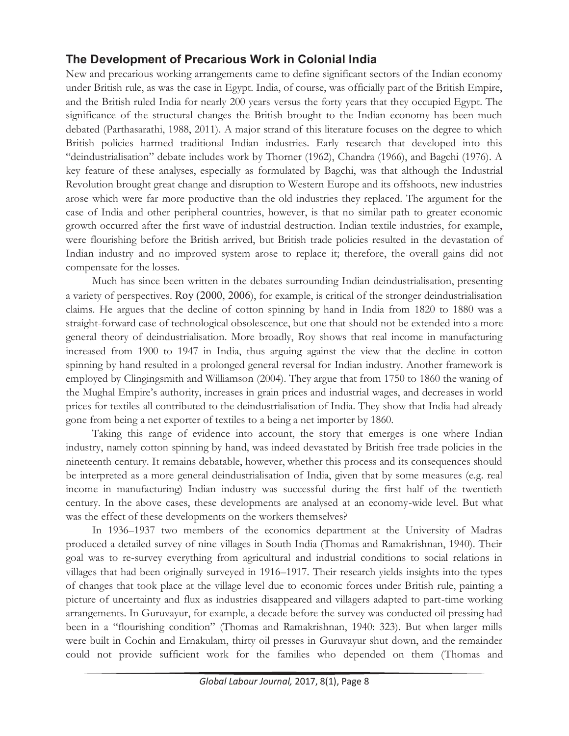## The Development of Precarious Work in Colonial India

New and precarious working arrangements came to define significant sectors of the Indian economy under British rule, as was the case in Egypt. India, of course, was officially part of the British Empire, and the British ruled India for nearly 200 years versus the forty years that they occupied Egypt. The significance of the structural changes the British brought to the Indian economy has been much debated (Parthasarathi, 1988, 2011). A major strand of this literature focuses on the degree to which British policies harmed traditional Indian industries. Early research that developed into this "deindustrialisation" debate includes work by Thorner (1962), Chandra (1966), and Bagchi (1976). A key feature of these analyses, especially as formulated by Bagchi, was that although the Industrial Revolution brought great change and disruption to Western Europe and its offshoots, new industries arose which were far more productive than the old industries they replaced. The argument for the case of India and other peripheral countries, however, is that no similar path to greater economic growth occurred after the first wave of industrial destruction. Indian textile industries, for example, were flourishing before the British arrived, but British trade policies resulted in the devastation of Indian industry and no improved system arose to replace it; therefore, the overall gains did not compensate for the losses.

Much has since been written in the debates surrounding Indian deindustrialisation, presenting a variety of perspectives. Roy (2000, 2006), for example, is critical of the stronger deindustrialisation claims. He argues that the decline of cotton spinning by hand in India from 1820 to 1880 was a straight-forward case of technological obsolescence, but one that should not be extended into a more general theory of deindustrialisation. More broadly, Roy shows that real income in manufacturing increased from 1900 to 1947 in India, thus arguing against the view that the decline in cotton spinning by hand resulted in a prolonged general reversal for Indian industry. Another framework is employed by Clingingsmith and Williamson (2004). They argue that from 1750 to 1860 the waning of the Mughal Empire's authority, increases in grain prices and industrial wages, and decreases in world prices for textiles all contributed to the deindustrialisation of India. They show that India had already gone from being a net exporter of textiles to a being a net importer by 1860.

Taking this range of evidence into account, the story that emerges is one where Indian industry, namely cotton spinning by hand, was indeed devastated by British free trade policies in the nineteenth century. It remains debatable, however, whether this process and its consequences should be interpreted as a more general deindustrialisation of India, given that by some measures (e.g. real income in manufacturing) Indian industry was successful during the first half of the twentieth century. In the above cases, these developments are analysed at an economy-wide level. But what was the effect of these developments on the workers themselves?

In 1936–1937 two members of the economics department at the University of Madras produced a detailed survey of nine villages in South India (Thomas and Ramakrishnan, 1940). Their goal was to re-survey everything from agricultural and industrial conditions to social relations in villages that had been originally surveyed in 1916–1917. Their research yields insights into the types of changes that took place at the village level due to economic forces under British rule, painting a picture of uncertainty and flux as industries disappeared and villagers adapted to part-time working arrangements. In Guruvayur, for example, a decade before the survey was conducted oil pressing had been in a "flourishing condition" (Thomas and Ramakrishnan, 1940: 323). But when larger mills were built in Cochin and Ernakulam, thirty oil presses in Guruvayur shut down, and the remainder could not provide sufficient work for the families who depended on them (Thomas and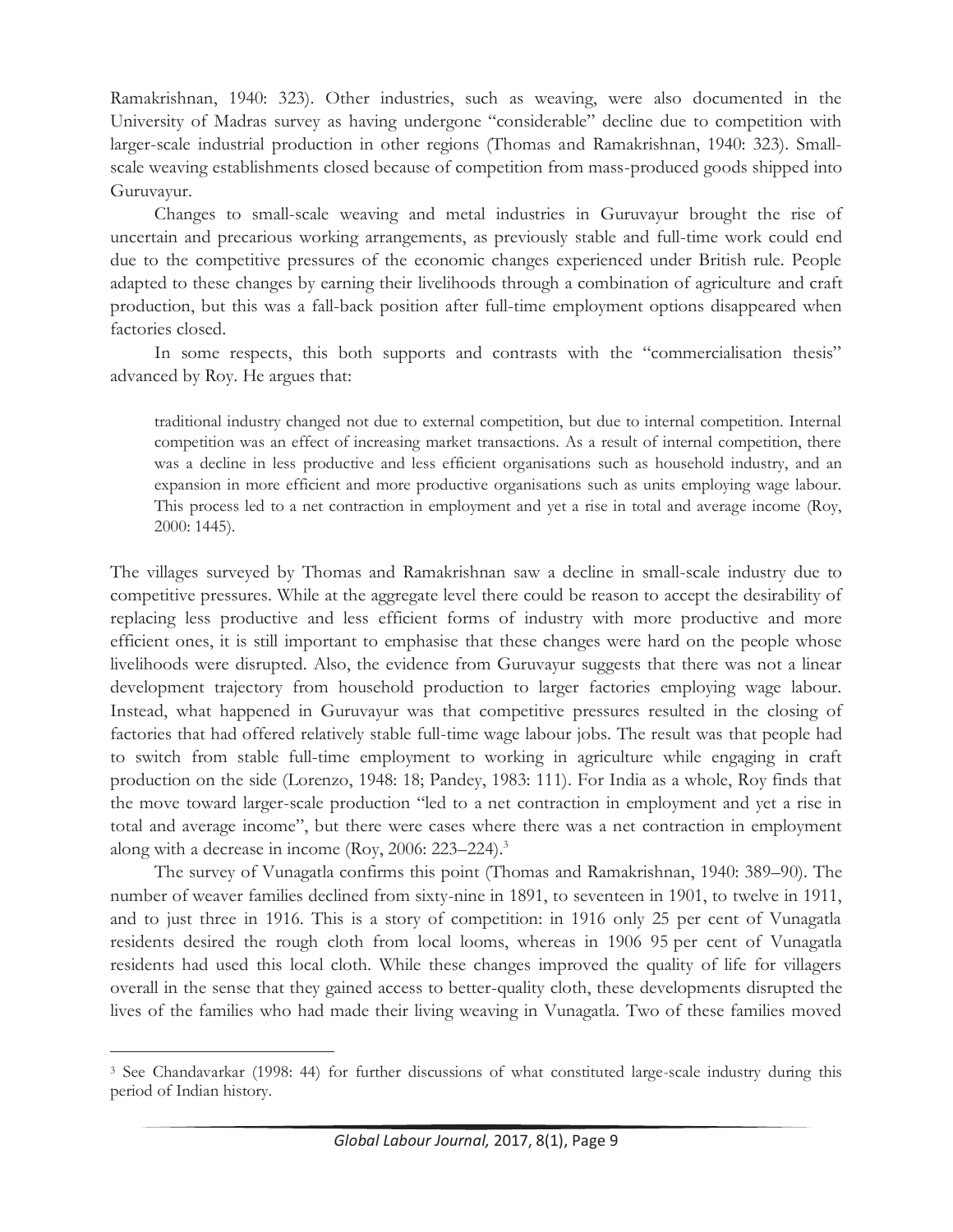Ramakrishnan, 1940: 323). Other industries, such as weaving, were also documented in the University of Madras survey as having undergone "considerable" decline due to competition with larger-scale industrial production in other regions (Thomas and Ramakrishnan, 1940: 323). Small-scale weaving establishments closed because of competition from mass-produced goods shipped into Guruvayur.

Changes to small-scale weaving and metal industries in Guruvayur brought the rise of uncertain and precarious working arrangements, as previously stable and full-time work could end due to the competitive pressures of the economic changes experienced under British rule. People adapted to these changes by earning their livelihoods through a combination of agriculture and craft production, but this was a fall-back position after full-time employment options disappeared when factories closed.

In some respects, this both supports and contrasts with the "commercialisation thesis" advanced by Roy. He argues that:

> traditional industry changed not due to external competition, but due to internal competition. Internal competition was an effect of increasing market transactions. As a result of internal competition, there was a decline in less productive and less efficient organisations such as household industry, and an expansion in more efficient and more productive organisations such as units employing wage labour. This process led to a net contraction in employment and yet a rise in total and average income (Roy, 2000: 1445).

The villages surveyed by Thomas and Ramakrishnan saw a decline in small-scale industry due to competitive pressures. While at the aggregate level there could be reason to accept the desirability of replacing less productive and less efficient forms of industry with more productive and more efficient ones, it is still important to emphasise that these changes were hard on the people whose livelihoods were disrupted. Also, the evidence from Guruvayur suggests that there was not a linear development trajectory from household production to larger factories employing wage labour. Instead, what happened in Guruvayur was that competitive pressures resulted in the closing of factories that had offered relatively stable full-time wage labour jobs. The result was that people had to switch from stable full-time employment to working in agriculture while engaging in craft production on the side (Lorenzo, 1948: 18; Pandey, 1983: 111). For India as a whole, Roy finds that the move toward larger-scale production "led to a net contraction in employment and yet a rise in total and average income", but there were cases where there was a net contraction in employment along with a decrease in income (Roy, 2006: 223–224).[3]

The survey of Vunagatla confirms this point (Thomas and Ramakrishnan, 1940: 389–90). The number of weaver families declined from sixty-nine in 1891, to seventeen in 1901, to twelve in 1911, and to just three in 1916. This is a story of competition: in 1916 only 25 per cent of Vunagatla residents desired the rough cloth from local looms, whereas in 1906 95 per cent of Vunagatla residents had used this local cloth. While these changes improved the quality of life for villagers overall in the sense that they gained access to better-quality cloth, these developments disrupted the lives of the families who had made their living weaving in Vunagatla. Two of these families moved

---

[3] See Chandavarkar (1998: 44) for further discussions of what constituted large-scale industry during this period of Indian history.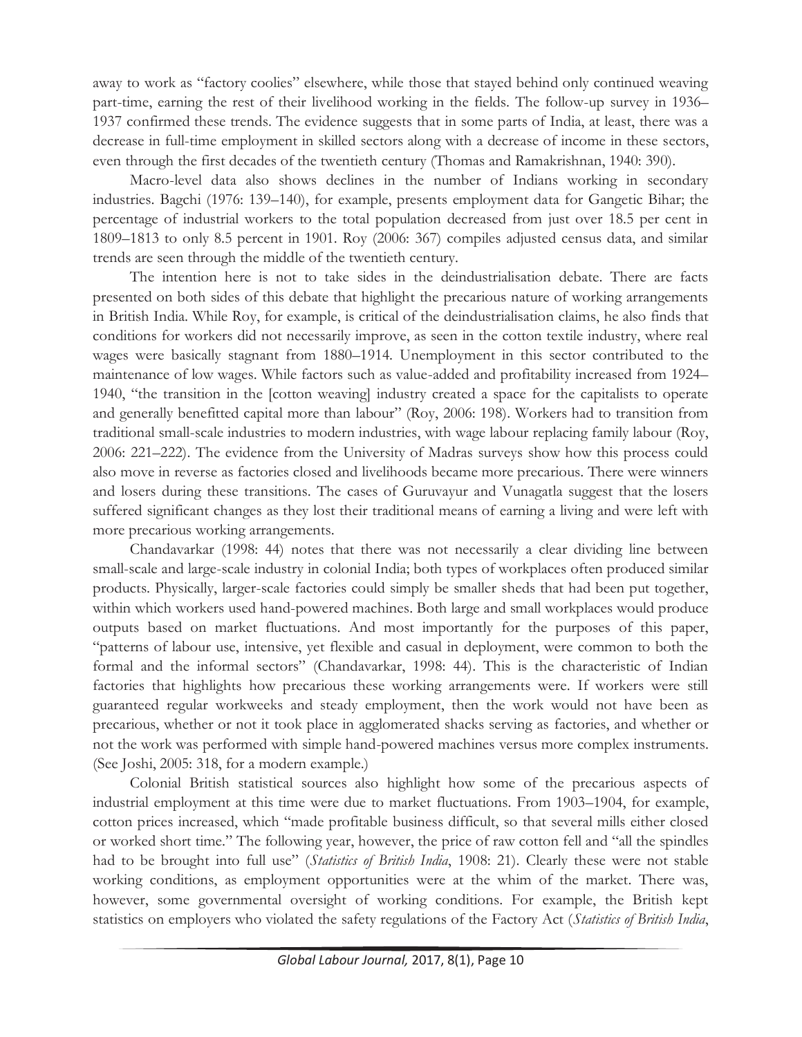away to work as "factory coolies" elsewhere, while those that stayed behind only continued weaving part-time, earning the rest of their livelihood working in the fields. The follow-up survey in 1936–1937 confirmed these trends. The evidence suggests that in some parts of India, at least, there was a decrease in full-time employment in skilled sectors along with a decrease of income in these sectors, even through the first decades of the twentieth century (Thomas and Ramakrishnan, 1940: 390).

Macro-level data also shows declines in the number of Indians working in secondary industries. Bagchi (1976: 139–140), for example, presents employment data for Gangetic Bihar; the percentage of industrial workers to the total population decreased from just over 18.5 per cent in 1809–1813 to only 8.5 percent in 1901. Roy (2006: 367) compiles adjusted census data, and similar trends are seen through the middle of the twentieth century.

The intention here is not to take sides in the deindustrialisation debate. There are facts presented on both sides of this debate that highlight the precarious nature of working arrangements in British India. While Roy, for example, is critical of the deindustrialisation claims, he also finds that conditions for workers did not necessarily improve, as seen in the cotton textile industry, where real wages were basically stagnant from 1880–1914. Unemployment in this sector contributed to the maintenance of low wages. While factors such as value-added and profitability increased from 1924–1940, "the transition in the [cotton weaving] industry created a space for the capitalists to operate and generally benefitted capital more than labour" (Roy, 2006: 198). Workers had to transition from traditional small-scale industries to modern industries, with wage labour replacing family labour (Roy, 2006: 221–222). The evidence from the University of Madras surveys show how this process could also move in reverse as factories closed and livelihoods became more precarious. There were winners and losers during these transitions. The cases of Guruvayur and Vunagatla suggest that the losers suffered significant changes as they lost their traditional means of earning a living and were left with more precarious working arrangements.

Chandavarkar (1998: 44) notes that there was not necessarily a clear dividing line between small-scale and large-scale industry in colonial India; both types of workplaces often produced similar products. Physically, larger-scale factories could simply be smaller sheds that had been put together, within which workers used hand-powered machines. Both large and small workplaces would produce outputs based on market fluctuations. And most importantly for the purposes of this paper, "patterns of labour use, intensive, yet flexible and casual in deployment, were common to both the formal and the informal sectors" (Chandavarkar, 1998: 44). This is the characteristic of Indian factories that highlights how precarious these working arrangements were. If workers were still guaranteed regular workweeks and steady employment, then the work would not have been as precarious, whether or not it took place in agglomerated shacks serving as factories, and whether or not the work was performed with simple hand-powered machines versus more complex instruments. (See Joshi, 2005: 318, for a modern example.)

Colonial British statistical sources also highlight how some of the precarious aspects of industrial employment at this time were due to market fluctuations. From 1903–1904, for example, cotton prices increased, which "made profitable business difficult, so that several mills either closed or worked short time." The following year, however, the price of raw cotton fell and "all the spindles had to be brought into full use" (*Statistics of British India*, 1908: 21). Clearly these were not stable working conditions, as employment opportunities were at the whim of the market. There was, however, some governmental oversight of working conditions. For example, the British kept statistics on employers who violated the safety regulations of the Factory Act (*Statistics of British India*,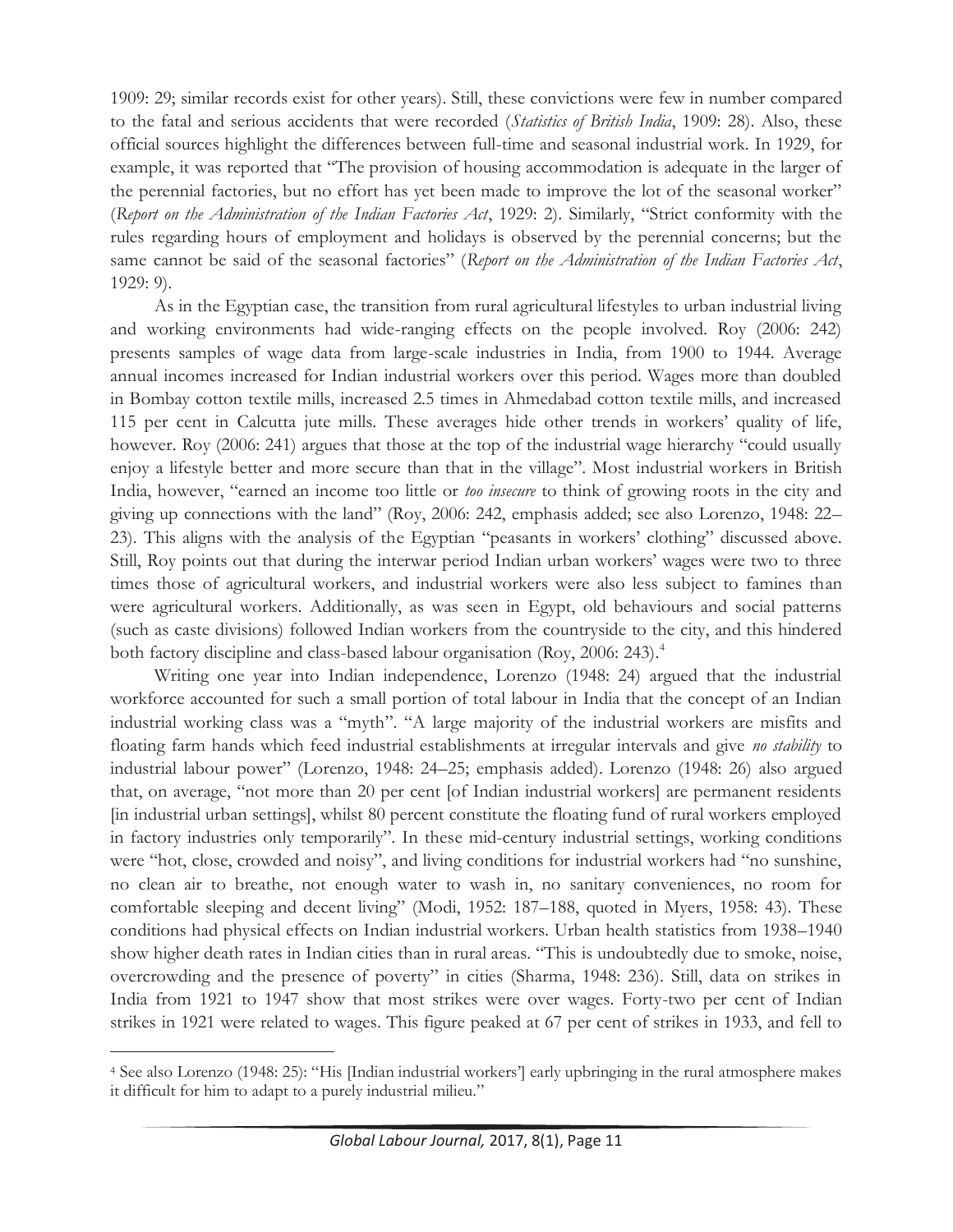1909: 29; similar records exist for other years). Still, these convictions were few in number compared to the fatal and serious accidents that were recorded (*Statistics of British India*, 1909: 28). Also, these official sources highlight the differences between full-time and seasonal industrial work. In 1929, for example, it was reported that "The provision of housing accommodation is adequate in the larger of the perennial factories, but no effort has yet been made to improve the lot of the seasonal worker" (*Report on the Administration of the Indian Factories Act*, 1929: 2). Similarly, "Strict conformity with the rules regarding hours of employment and holidays is observed by the perennial concerns; but the same cannot be said of the seasonal factories" (*Report on the Administration of the Indian Factories Act*, 1929: 9).

As in the Egyptian case, the transition from rural agricultural lifestyles to urban industrial living and working environments had wide-ranging effects on the people involved. Roy (2006: 242) presents samples of wage data from large-scale industries in India, from 1900 to 1944. Average annual incomes increased for Indian industrial workers over this period. Wages more than doubled in Bombay cotton textile mills, increased 2.5 times in Ahmedabad cotton textile mills, and increased 115 per cent in Calcutta jute mills. These averages hide other trends in workers' quality of life, however. Roy (2006: 241) argues that those at the top of the industrial wage hierarchy "could usually enjoy a lifestyle better and more secure than that in the village". Most industrial workers in British India, however, "earned an income too little or *too insecure* to think of growing roots in the city and giving up connections with the land" (Roy, 2006: 242, emphasis added; see also Lorenzo, 1948: 22–23). This aligns with the analysis of the Egyptian "peasants in workers' clothing" discussed above. Still, Roy points out that during the interwar period Indian urban workers' wages were two to three times those of agricultural workers, and industrial workers were also less subject to famines than were agricultural workers. Additionally, as was seen in Egypt, old behaviours and social patterns (such as caste divisions) followed Indian workers from the countryside to the city, and this hindered both factory discipline and class-based labour organisation (Roy, 2006: 243).[4]

Writing one year into Indian independence, Lorenzo (1948: 24) argued that the industrial workforce accounted for such a small portion of total labour in India that the concept of an Indian industrial working class was a "myth". "A large majority of the industrial workers are misfits and floating farm hands which feed industrial establishments at irregular intervals and give *no stability* to industrial labour power" (Lorenzo, 1948: 24–25; emphasis added). Lorenzo (1948: 26) also argued that, on average, "not more than 20 per cent [of Indian industrial workers] are permanent residents [in industrial urban settings], whilst 80 percent constitute the floating fund of rural workers employed in factory industries only temporarily". In these mid-century industrial settings, working conditions were "hot, close, crowded and noisy", and living conditions for industrial workers had "no sunshine, no clean air to breathe, not enough water to wash in, no sanitary conveniences, no room for comfortable sleeping and decent living" (Modi, 1952: 187–188, quoted in Myers, 1958: 43). These conditions had physical effects on Indian industrial workers. Urban health statistics from 1938–1940 show higher death rates in Indian cities than in rural areas. "This is undoubtedly due to smoke, noise, overcrowding and the presence of poverty" in cities (Sharma, 1948: 236). Still, data on strikes in India from 1921 to 1947 show that most strikes were over wages. Forty-two per cent of Indian strikes in 1921 were related to wages. This figure peaked at 67 per cent of strikes in 1933, and fell to

---

[4] See also Lorenzo (1948: 25): "His [Indian industrial workers'] early upbringing in the rural atmosphere makes it difficult for him to adapt to a purely industrial milieu."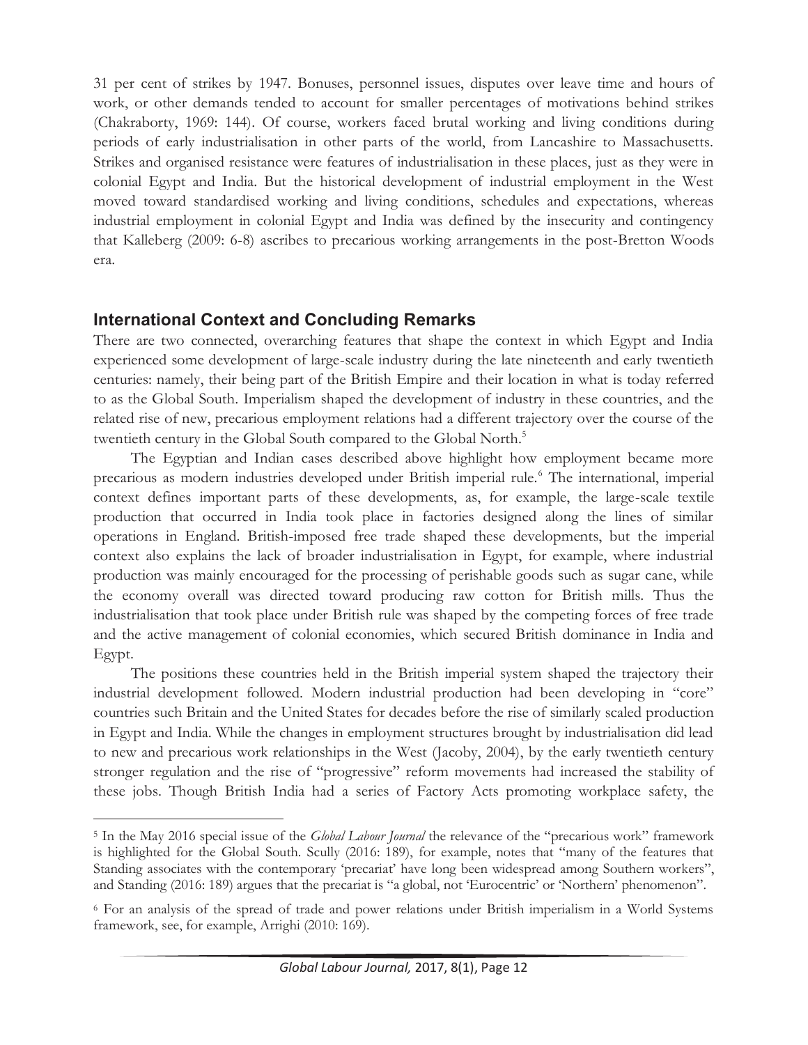31 per cent of strikes by 1947. Bonuses, personnel issues, disputes over leave time and hours of work, or other demands tended to account for smaller percentages of motivations behind strikes (Chakraborty, 1969: 144). Of course, workers faced brutal working and living conditions during periods of early industrialisation in other parts of the world, from Lancashire to Massachusetts. Strikes and organised resistance were features of industrialisation in these places, just as they were in colonial Egypt and India. But the historical development of industrial employment in the West moved toward standardised working and living conditions, schedules and expectations, whereas industrial employment in colonial Egypt and India was defined by the insecurity and contingency that Kalleberg (2009: 6-8) ascribes to precarious working arrangements in the post-Bretton Woods era.

## International Context and Concluding Remarks

There are two connected, overarching features that shape the context in which Egypt and India experienced some development of large-scale industry during the late nineteenth and early twentieth centuries: namely, their being part of the British Empire and their location in what is today referred to as the Global South. Imperialism shaped the development of industry in these countries, and the related rise of new, precarious employment relations had a different trajectory over the course of the twentieth century in the Global South compared to the Global North.[5]

The Egyptian and Indian cases described above highlight how employment became more precarious as modern industries developed under British imperial rule.[6] The international, imperial context defines important parts of these developments, as, for example, the large-scale textile production that occurred in India took place in factories designed along the lines of similar operations in England. British-imposed free trade shaped these developments, but the imperial context also explains the lack of broader industrialisation in Egypt, for example, where industrial production was mainly encouraged for the processing of perishable goods such as sugar cane, while the economy overall was directed toward producing raw cotton for British mills. Thus the industrialisation that took place under British rule was shaped by the competing forces of free trade and the active management of colonial economies, which secured British dominance in India and Egypt.

The positions these countries held in the British imperial system shaped the trajectory their industrial development followed. Modern industrial production had been developing in "core" countries such Britain and the United States for decades before the rise of similarly scaled production in Egypt and India. While the changes in employment structures brought by industrialisation did lead to new and precarious work relationships in the West (Jacoby, 2004), by the early twentieth century stronger regulation and the rise of "progressive" reform movements had increased the stability of these jobs. Though British India had a series of Factory Acts promoting workplace safety, the

---

[5] In the May 2016 special issue of the *Global Labour Journal* the relevance of the "precarious work" framework is highlighted for the Global South. Scully (2016: 189), for example, notes that "many of the features that Standing associates with the contemporary 'precariat' have long been widespread among Southern workers", and Standing (2016: 189) argues that the precariat is "a global, not 'Eurocentric' or 'Northern' phenomenon".

[6] For an analysis of the spread of trade and power relations under British imperialism in a World Systems framework, see, for example, Arrighi (2010: 169).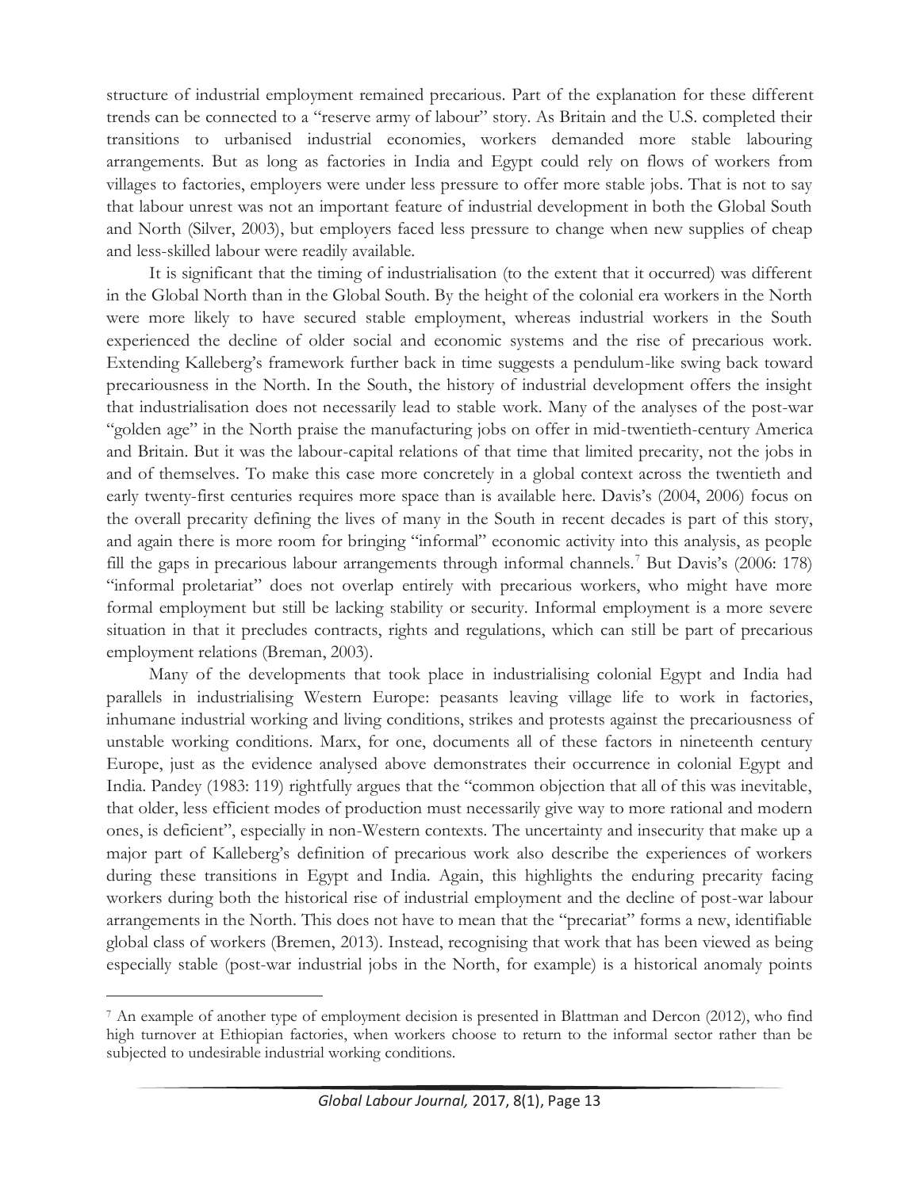structure of industrial employment remained precarious. Part of the explanation for these different trends can be connected to a "reserve army of labour" story. As Britain and the U.S. completed their transitions to urbanised industrial economies, workers demanded more stable labouring arrangements. But as long as factories in India and Egypt could rely on flows of workers from villages to factories, employers were under less pressure to offer more stable jobs. That is not to say that labour unrest was not an important feature of industrial development in both the Global South and North (Silver, 2003), but employers faced less pressure to change when new supplies of cheap and less-skilled labour were readily available.

It is significant that the timing of industrialisation (to the extent that it occurred) was different in the Global North than in the Global South. By the height of the colonial era workers in the North were more likely to have secured stable employment, whereas industrial workers in the South experienced the decline of older social and economic systems and the rise of precarious work. Extending Kalleberg's framework further back in time suggests a pendulum-like swing back toward precariousness in the North. In the South, the history of industrial development offers the insight that industrialisation does not necessarily lead to stable work. Many of the analyses of the post-war "golden age" in the North praise the manufacturing jobs on offer in mid-twentieth-century America and Britain. But it was the labour-capital relations of that time that limited precarity, not the jobs in and of themselves. To make this case more concretely in a global context across the twentieth and early twenty-first centuries requires more space than is available here. Davis's (2004, 2006) focus on the overall precarity defining the lives of many in the South in recent decades is part of this story, and again there is more room for bringing "informal" economic activity into this analysis, as people fill the gaps in precarious labour arrangements through informal channels.[7] But Davis's (2006: 178) "informal proletariat" does not overlap entirely with precarious workers, who might have more formal employment but still be lacking stability or security. Informal employment is a more severe situation in that it precludes contracts, rights and regulations, which can still be part of precarious employment relations (Breman, 2003).

Many of the developments that took place in industrialising colonial Egypt and India had parallels in industrialising Western Europe: peasants leaving village life to work in factories, inhumane industrial working and living conditions, strikes and protests against the precariousness of unstable working conditions. Marx, for one, documents all of these factors in nineteenth century Europe, just as the evidence analysed above demonstrates their occurrence in colonial Egypt and India. Pandey (1983: 119) rightfully argues that the "common objection that all of this was inevitable, that older, less efficient modes of production must necessarily give way to more rational and modern ones, is deficient", especially in non-Western contexts. The uncertainty and insecurity that make up a major part of Kalleberg's definition of precarious work also describe the experiences of workers during these transitions in Egypt and India. Again, this highlights the enduring precarity facing workers during both the historical rise of industrial employment and the decline of post-war labour arrangements in the North. This does not have to mean that the "precariat" forms a new, identifiable global class of workers (Bremen, 2013). Instead, recognising that work that has been viewed as being especially stable (post-war industrial jobs in the North, for example) is a historical anomaly points

---

[7] An example of another type of employment decision is presented in Blattman and Dercon (2012), who find high turnover at Ethiopian factories, when workers choose to return to the informal sector rather than be subjected to undesirable industrial working conditions.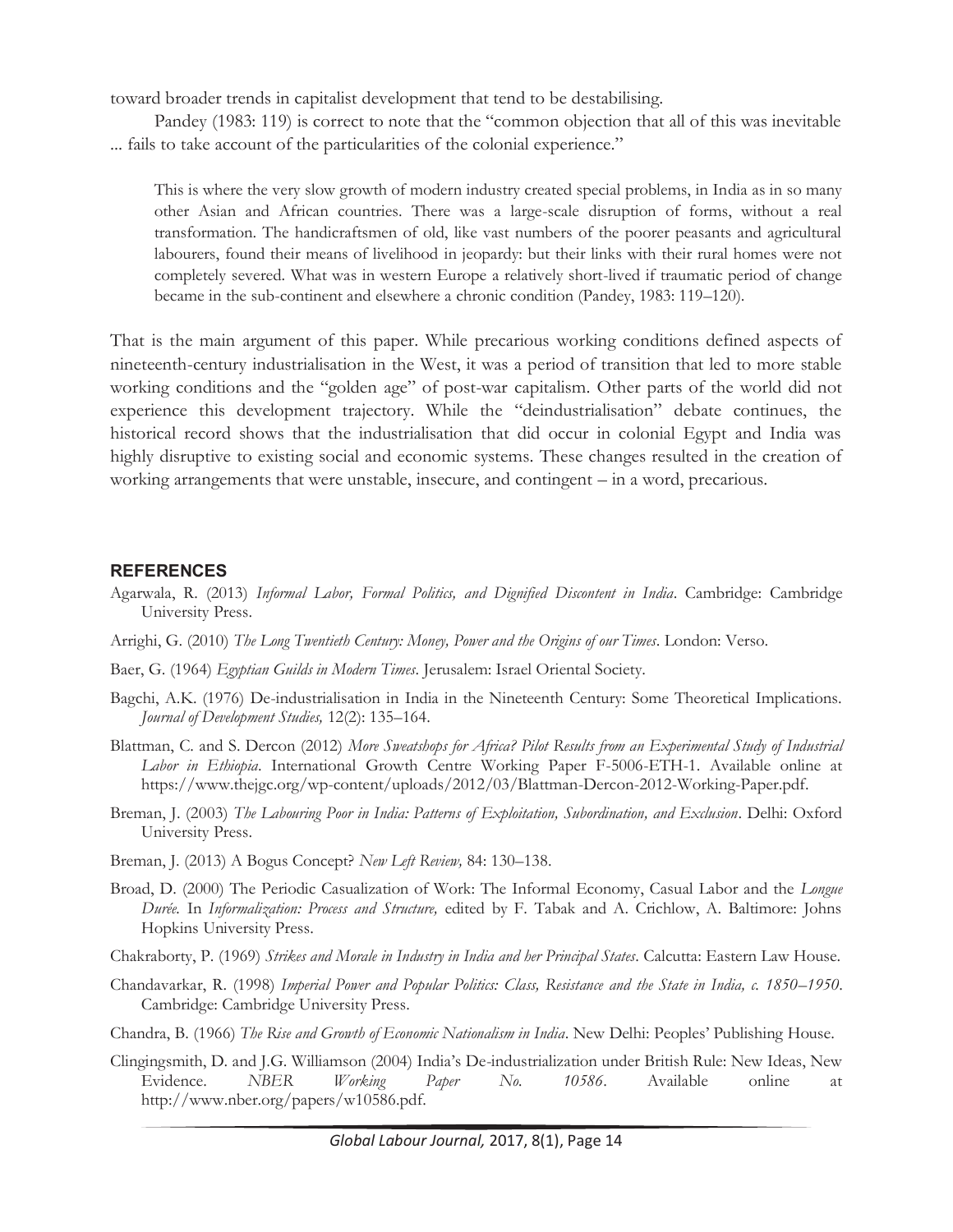toward broader trends in capitalist development that tend to be destabilising.

Pandey (1983: 119) is correct to note that the "common objection that all of this was inevitable ... fails to take account of the particularities of the colonial experience."

> This is where the very slow growth of modern industry created special problems, in India as in so many other Asian and African countries. There was a large-scale disruption of forms, without a real transformation. The handicraftsmen of old, like vast numbers of the poorer peasants and agricultural labourers, found their means of livelihood in jeopardy: but their links with their rural homes were not completely severed. What was in western Europe a relatively short-lived if traumatic period of change became in the sub-continent and elsewhere a chronic condition (Pandey, 1983: 119–120).

That is the main argument of this paper. While precarious working conditions defined aspects of nineteenth-century industrialisation in the West, it was a period of transition that led to more stable working conditions and the "golden age" of post-war capitalism. Other parts of the world did not experience this development trajectory. While the "deindustrialisation" debate continues, the historical record shows that the industrialisation that did occur in colonial Egypt and India was highly disruptive to existing social and economic systems. These changes resulted in the creation of working arrangements that were unstable, insecure, and contingent – in a word, precarious.

## REFERENCES

Agarwala, R. (2013) *Informal Labor, Formal Politics, and Dignified Discontent in India*. Cambridge: Cambridge University Press.

Arrighi, G. (2010) *The Long Twentieth Century: Money, Power and the Origins of our Times*. London: Verso.

Baer, G. (1964) *Egyptian Guilds in Modern Times*. Jerusalem: Israel Oriental Society.

Bagchi, A.K. (1976) De-industrialisation in India in the Nineteenth Century: Some Theoretical Implications. *Journal of Development Studies,* 12(2): 135–164.

Blattman, C. and S. Dercon (2012) *More Sweatshops for Africa? Pilot Results from an Experimental Study of Industrial Labor in Ethiopia*. International Growth Centre Working Paper F-5006-ETH-1. Available online at https://www.thejgc.org/wp-content/uploads/2012/03/Blattman-Dercon-2012-Working-Paper.pdf.

Breman, J. (2003) *The Labouring Poor in India: Patterns of Exploitation, Subordination, and Exclusion*. Delhi: Oxford University Press.

Breman, J. (2013) A Bogus Concept? *New Left Review,* 84: 130–138.

Broad, D. (2000) The Periodic Casualization of Work: The Informal Economy, Casual Labor and the *Longue Durée.* In *Informalization: Process and Structure,* edited by F. Tabak and A. Crichlow, A. Baltimore: Johns Hopkins University Press.

Chakraborty, P. (1969) *Strikes and Morale in Industry in India and her Principal States*. Calcutta: Eastern Law House.

Chandavarkar, R. (1998) *Imperial Power and Popular Politics: Class, Resistance and the State in India, c. 1850–1950*. Cambridge: Cambridge University Press.

Chandra, B. (1966) *The Rise and Growth of Economic Nationalism in India*. New Delhi: Peoples' Publishing House.

Clingingsmith, D. and J.G. Williamson (2004) India's De-industrialization under British Rule: New Ideas, New Evidence. *NBER Working Paper No. 10586*. Available online at http://www.nber.org/papers/w10586.pdf.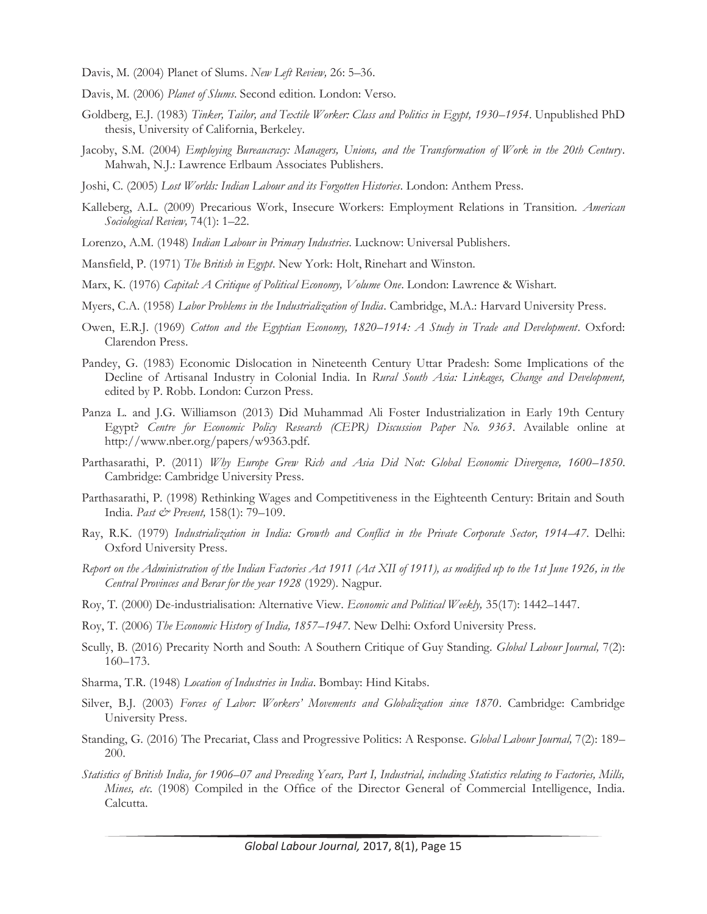Davis, M. (2004) Planet of Slums. *New Left Review,* 26: 5–36.

Davis, M. (2006) *Planet of Slums*. Second edition. London: Verso.

Goldberg, E.J. (1983) *Tinker, Tailor, and Textile Worker: Class and Politics in Egypt, 1930–1954*. Unpublished PhD thesis, University of California, Berkeley.

Jacoby, S.M. (2004) *Employing Bureaucracy: Managers, Unions, and the Transformation of Work in the 20th Century*. Mahwah, N.J.: Lawrence Erlbaum Associates Publishers.

Joshi, C. (2005) *Lost Worlds: Indian Labour and its Forgotten Histories*. London: Anthem Press.

Kalleberg, A.L. (2009) Precarious Work, Insecure Workers: Employment Relations in Transition. *American Sociological Review,* 74(1): 1–22.

Lorenzo, A.M. (1948) *Indian Labour in Primary Industries*. Lucknow: Universal Publishers.

Mansfield, P. (1971) *The British in Egypt*. New York: Holt, Rinehart and Winston.

Marx, K. (1976) *Capital: A Critique of Political Economy, Volume One*. London: Lawrence & Wishart.

Myers, C.A. (1958) *Labor Problems in the Industrialization of India*. Cambridge, M.A.: Harvard University Press.

Owen, E.R.J. (1969) *Cotton and the Egyptian Economy, 1820–1914: A Study in Trade and Development*. Oxford: Clarendon Press.

Pandey, G. (1983) Economic Dislocation in Nineteenth Century Uttar Pradesh: Some Implications of the Decline of Artisanal Industry in Colonial India. In *Rural South Asia: Linkages, Change and Development,* edited by P. Robb. London: Curzon Press.

Panza L. and J.G. Williamson (2013) Did Muhammad Ali Foster Industrialization in Early 19th Century Egypt? *Centre for Economic Policy Research (CEPR) Discussion Paper No. 9363*. Available online at http://www.nber.org/papers/w9363.pdf.

Parthasarathi, P. (2011) *Why Europe Grew Rich and Asia Did Not: Global Economic Divergence, 1600–1850*. Cambridge: Cambridge University Press.

Parthasarathi, P. (1998) Rethinking Wages and Competitiveness in the Eighteenth Century: Britain and South India. *Past & Present,* 158(1): 79–109.

Ray, R.K. (1979) *Industrialization in India: Growth and Conflict in the Private Corporate Sector, 1914–47*. Delhi: Oxford University Press.

*Report on the Administration of the Indian Factories Act 1911 (Act XII of 1911), as modified up to the 1st June 1926, in the Central Provinces and Berar for the year 1928* (1929). Nagpur.

Roy, T. (2000) De-industrialisation: Alternative View. *Economic and Political Weekly,* 35(17): 1442–1447.

Roy, T. (2006) *The Economic History of India, 1857–1947*. New Delhi: Oxford University Press.

Scully, B. (2016) Precarity North and South: A Southern Critique of Guy Standing. *Global Labour Journal,* 7(2): 160–173.

Sharma, T.R. (1948) *Location of Industries in India*. Bombay: Hind Kitabs.

Silver, B.J. (2003) *Forces of Labor: Workers' Movements and Globalization since 1870*. Cambridge: Cambridge University Press.

Standing, G. (2016) The Precariat, Class and Progressive Politics: A Response. *Global Labour Journal,* 7(2): 189–200.

*Statistics of British India, for 1906–07 and Preceding Years, Part I, Industrial, including Statistics relating to Factories, Mills, Mines, etc.* (1908) Compiled in the Office of the Director General of Commercial Intelligence, India. Calcutta.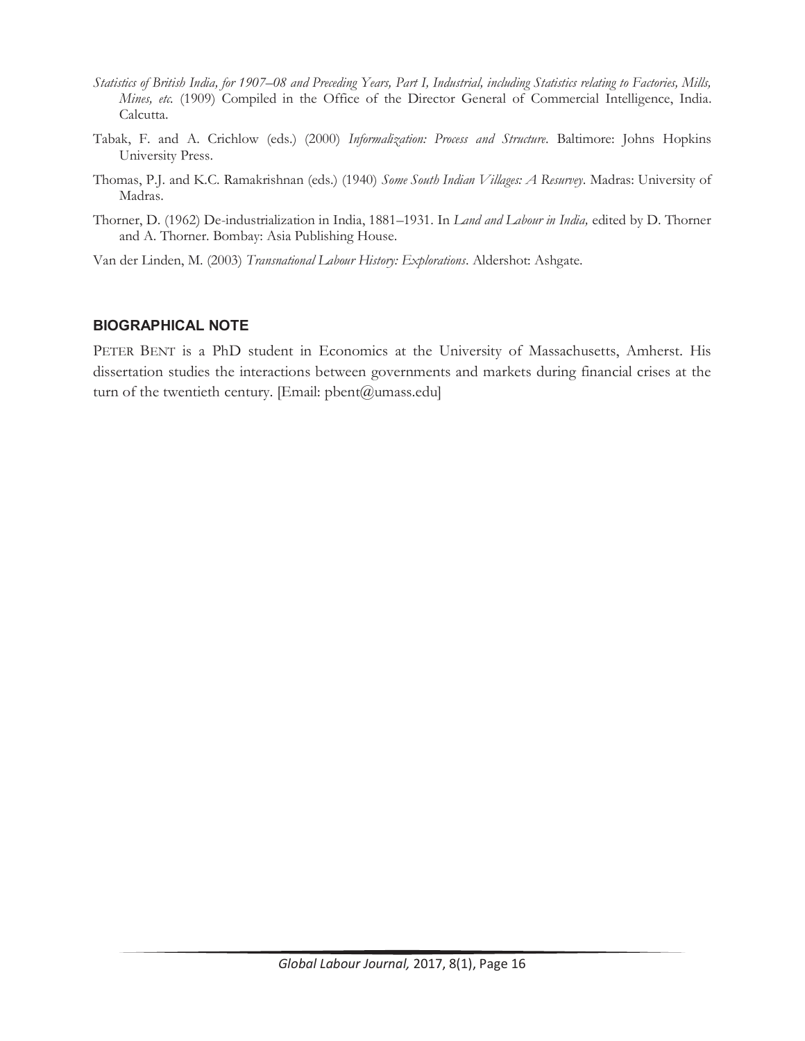*Statistics of British India, for 1907–08 and Preceding Years, Part I, Industrial, including Statistics relating to Factories, Mills, Mines, etc.* (1909) Compiled in the Office of the Director General of Commercial Intelligence, India. Calcutta.

Tabak, F. and A. Crichlow (eds.) (2000) *Informalization: Process and Structure*. Baltimore: Johns Hopkins University Press.

Thomas, P.J. and K.C. Ramakrishnan (eds.) (1940) *Some South Indian Villages: A Resurvey*. Madras: University of Madras.

Thorner, D. (1962) De-industrialization in India, 1881–1931. In *Land and Labour in India,* edited by D. Thorner and A. Thorner. Bombay: Asia Publishing House.

Van der Linden, M. (2003) *Transnational Labour History: Explorations*. Aldershot: Ashgate.

## BIOGRAPHICAL NOTE

PETER BENT is a PhD student in Economics at the University of Massachusetts, Amherst. His dissertation studies the interactions between governments and markets during financial crises at the turn of the twentieth century. [Email: pbent@umass.edu]